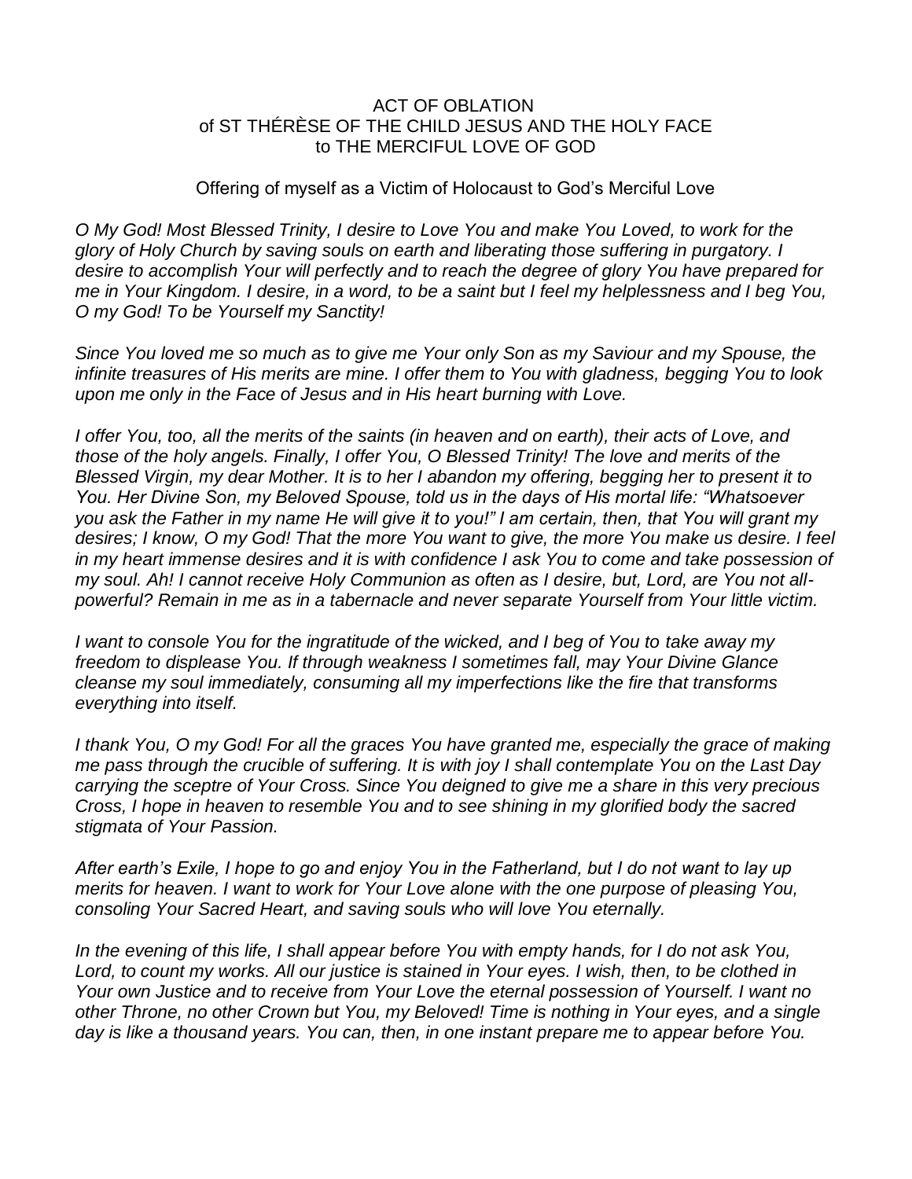# ACT OF OBLATION
## of ST THÉRÈSE OF THE CHILD JESUS AND THE HOLY FACE
## to THE MERCIFUL LOVE OF GOD

Offering of myself as a Victim of Holocaust to God's Merciful Love

*O My God! Most Blessed Trinity, I desire to Love You and make You Loved, to work for the glory of Holy Church by saving souls on earth and liberating those suffering in purgatory. I desire to accomplish Your will perfectly and to reach the degree of glory You have prepared for me in Your Kingdom. I desire, in a word, to be a saint but I feel my helplessness and I beg You, O my God! To be Yourself my Sanctity!*

*Since You loved me so much as to give me Your only Son as my Saviour and my Spouse, the infinite treasures of His merits are mine. I offer them to You with gladness, begging You to look upon me only in the Face of Jesus and in His heart burning with Love.*

*I offer You, too, all the merits of the saints (in heaven and on earth), their acts of Love, and those of the holy angels. Finally, I offer You, O Blessed Trinity! The love and merits of the Blessed Virgin, my dear Mother. It is to her I abandon my offering, begging her to present it to You. Her Divine Son, my Beloved Spouse, told us in the days of His mortal life: "Whatsoever you ask the Father in my name He will give it to you!" I am certain, then, that You will grant my desires; I know, O my God! That the more You want to give, the more You make us desire. I feel in my heart immense desires and it is with confidence I ask You to come and take possession of my soul. Ah! I cannot receive Holy Communion as often as I desire, but, Lord, are You not all-powerful? Remain in me as in a tabernacle and never separate Yourself from Your little victim.*

*I want to console You for the ingratitude of the wicked, and I beg of You to take away my freedom to displease You. If through weakness I sometimes fall, may Your Divine Glance cleanse my soul immediately, consuming all my imperfections like the fire that transforms everything into itself.*

*I thank You, O my God! For all the graces You have granted me, especially the grace of making me pass through the crucible of suffering. It is with joy I shall contemplate You on the Last Day carrying the sceptre of Your Cross. Since You deigned to give me a share in this very precious Cross, I hope in heaven to resemble You and to see shining in my glorified body the sacred stigmata of Your Passion.*

*After earth's Exile, I hope to go and enjoy You in the Fatherland, but I do not want to lay up merits for heaven. I want to work for Your Love alone with the one purpose of pleasing You, consoling Your Sacred Heart, and saving souls who will love You eternally.*

*In the evening of this life, I shall appear before You with empty hands, for I do not ask You, Lord, to count my works. All our justice is stained in Your eyes. I wish, then, to be clothed in Your own Justice and to receive from Your Love the eternal possession of Yourself. I want no other Throne, no other Crown but You, my Beloved! Time is nothing in Your eyes, and a single day is like a thousand years. You can, then, in one instant prepare me to appear before You.*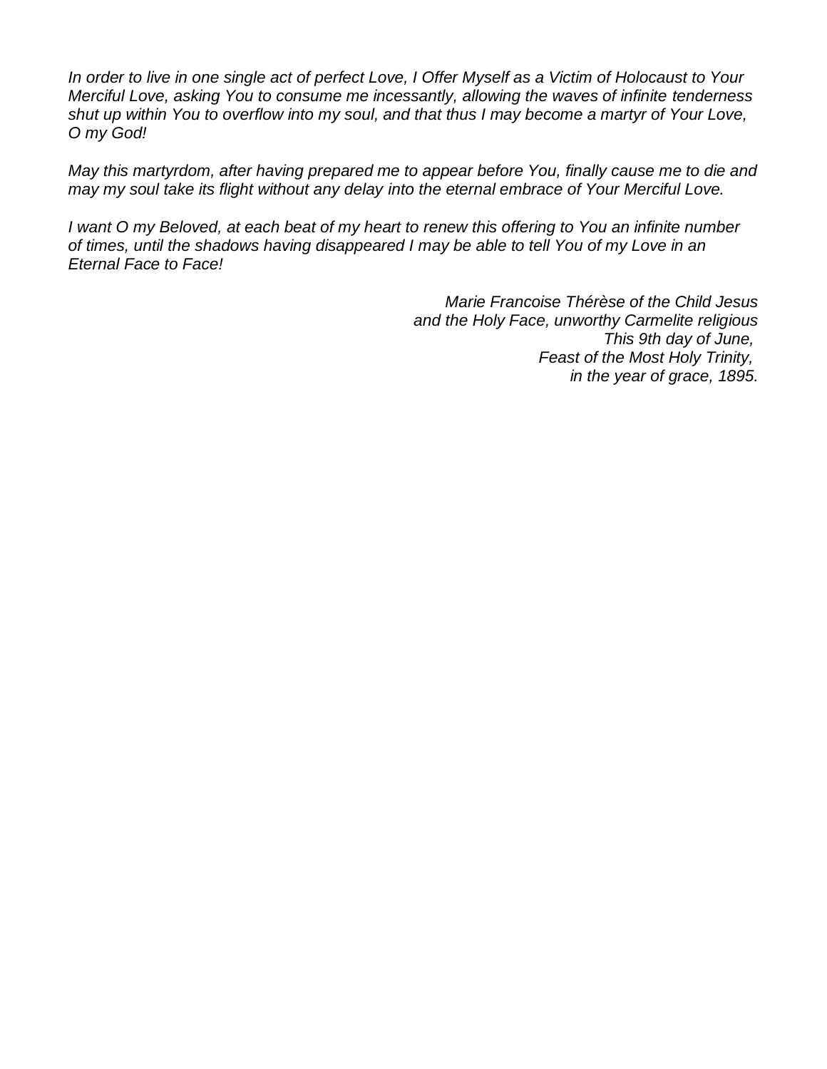*In order to live in one single act of perfect Love, I Offer Myself as a Victim of Holocaust to Your Merciful Love, asking You to consume me incessantly, allowing the waves of infinite tenderness shut up within You to overflow into my soul, and that thus I may become a martyr of Your Love, O my God!*

*May this martyrdom, after having prepared me to appear before You, finally cause me to die and may my soul take its flight without any delay into the eternal embrace of Your Merciful Love.*

*I want O my Beloved, at each beat of my heart to renew this offering to You an infinite number of times, until the shadows having disappeared I may be able to tell You of my Love in an Eternal Face to Face!*

*Marie Francoise Thérèse of the Child Jesus*
*and the Holy Face, unworthy Carmelite religious*
*This 9th day of June,*
*Feast of the Most Holy Trinity,*
*in the year of grace, 1895.*